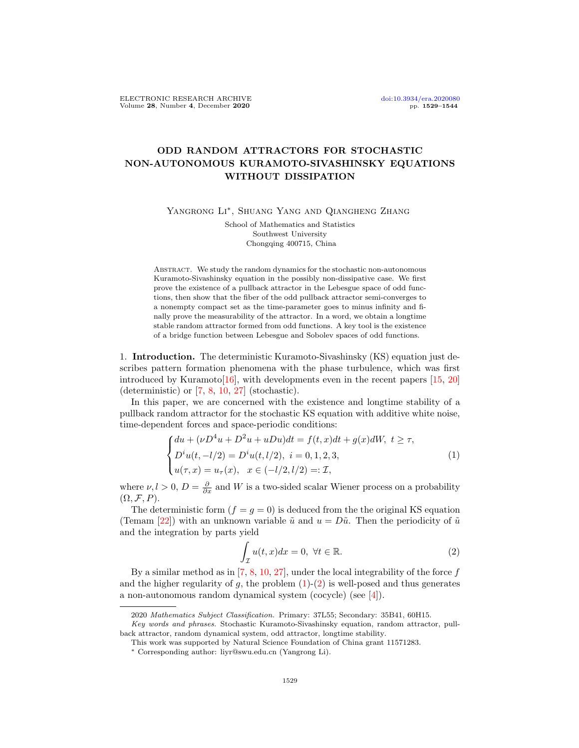# ODD RANDOM ATTRACTORS FOR STOCHASTIC NON-AUTONOMOUS KURAMOTO-SIVASHINSKY EQUATIONS WITHOUT DISSIPATION

Yangrong Li*, Shuang Yang and Qiangheng Zhang

School of Mathematics and Statistics
Southwest University
Chongqing 400715, China

Abstract. We study the random dynamics for the stochastic non-autonomous Kuramoto-Sivashinsky equation in the possibly non-dissipative case. We first prove the existence of a pullback attractor in the Lebesgue space of odd functions, then show that the fiber of the odd pullback attractor semi-converges to a nonempty compact set as the time-parameter goes to minus infinity and finally prove the measurability of the attractor. In a word, we obtain a longtime stable random attractor formed from odd functions. A key tool is the existence of a bridge function between Lebesgue and Sobolev spaces of odd functions.

## 1. Introduction.

The deterministic Kuramoto-Sivashinsky (KS) equation just describes pattern formation phenomena with the phase turbulence, which was first introduced by Kuramoto[16], with developments even in the recent papers [15, 20] (deterministic) or [7, 8, 10, 27] (stochastic).

In this paper, we are concerned with the existence and longtime stability of a pullback random attractor for the stochastic KS equation with additive white noise, time-dependent forces and space-periodic conditions:

$$
\begin{cases}
du + (\nu D^4 u + D^2 u + uDu)dt = f(t,x)dt + g(x)dW, \ t \geq \tau, \\
D^i u(t,-l/2) = D^i u(t,l/2), \ i = 0,1,2,3, \\
u(\tau,x) = u_\tau(x), \quad x \in (-l/2,l/2) =: \mathcal{I},
\end{cases}
\tag{1}
$$

where $\nu, l > 0$, $D = \frac{\partial}{\partial x}$ and $W$ is a two-sided scalar Wiener process on a probability $(\Omega, \mathcal{F}, P)$.

The deterministic form ($f = g = 0$) is deduced from the the original KS equation (Temam [22]) with an unknown variable $\tilde{u}$ and $u = D\tilde{u}$. Then the periodicity of $\tilde{u}$ and the integration by parts yield

$$
\int_{\mathcal{I}} u(t,x)dx = 0, \ \forall t \in \mathbb{R}. \tag{2}
$$

By a similar method as in [7, 8, 10, 27], under the local integrability of the force $f$ and the higher regularity of $g$, the problem (1)-(2) is well-posed and thus generates a non-autonomous random dynamical system (cocycle) (see [4]).

---

2020 *Mathematics Subject Classification.* Primary: 37L55; Secondary: 35B41, 60H15.

*Key words and phrases.* Stochastic Kuramoto-Sivashinsky equation, random attractor, pullback attractor, random dynamical system, odd attractor, longtime stability.

This work was supported by Natural Science Foundation of China grant 11571283.

\* Corresponding author: liyr@swu.edu.cn (Yangrong Li).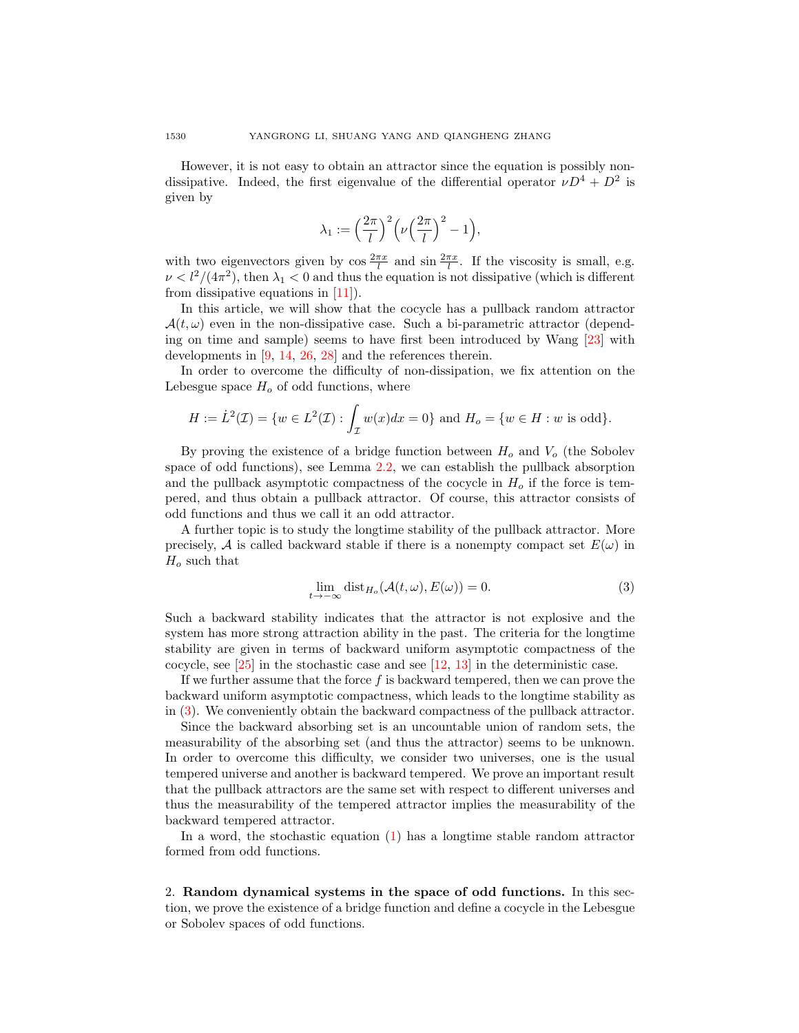However, it is not easy to obtain an attractor since the equation is possibly non-dissipative. Indeed, the first eigenvalue of the differential operator $\nu D^4 + D^2$ is given by

$$\lambda_1 := \Big(\frac{2\pi}{l}\Big)^2 \Big(\nu \Big(\frac{2\pi}{l}\Big)^2 - 1\Big),$$

with two eigenvectors given by $\cos \frac{2\pi x}{l}$ and $\sin \frac{2\pi x}{l}$. If the viscosity is small, e.g. $\nu < l^2/(4\pi^2)$, then $\lambda_1 < 0$ and thus the equation is not dissipative (which is different from dissipative equations in [11]).

In this article, we will show that the cocycle has a pullback random attractor $\mathcal{A}(t, \omega)$ even in the non-dissipative case. Such a bi-parametric attractor (depending on time and sample) seems to have first been introduced by Wang [23] with developments in [9, 14, 26, 28] and the references therein.

In order to overcome the difficulty of non-dissipation, we fix attention on the Lebesgue space $H_o$ of odd functions, where

$$H := \dot{L}^2(\mathcal{I}) = \{w \in L^2(\mathcal{I}) : \int_{\mathcal{I}} w(x)dx = 0\} \text{ and } H_o = \{w \in H : w \text{ is odd}\}.$$

By proving the existence of a bridge function between $H_o$ and $V_o$ (the Sobolev space of odd functions), see Lemma 2.2, we can establish the pullback absorption and the pullback asymptotic compactness of the cocycle in $H_o$ if the force is tempered, and thus obtain a pullback attractor. Of course, this attractor consists of odd functions and thus we call it an odd attractor.

A further topic is to study the longtime stability of the pullback attractor. More precisely, $\mathcal{A}$ is called backward stable if there is a nonempty compact set $E(\omega)$ in $H_o$ such that

$$\lim_{t\to-\infty} \text{dist}_{H_o}(\mathcal{A}(t, \omega), E(\omega)) = 0. \tag{3}$$

Such a backward stability indicates that the attractor is not explosive and the system has more strong attraction ability in the past. The criteria for the longtime stability are given in terms of backward uniform asymptotic compactness of the cocycle, see [25] in the stochastic case and see [12, 13] in the deterministic case.

If we further assume that the force $f$ is backward tempered, then we can prove the backward uniform asymptotic compactness, which leads to the longtime stability as in (3). We conveniently obtain the backward compactness of the pullback attractor.

Since the backward absorbing set is an uncountable union of random sets, the measurability of the absorbing set (and thus the attractor) seems to be unknown. In order to overcome this difficulty, we consider two universes, one is the usual tempered universe and another is backward tempered. We prove an important result that the pullback attractors are the same set with respect to different universes and thus the measurability of the tempered attractor implies the measurability of the backward tempered attractor.

In a word, the stochastic equation (1) has a longtime stable random attractor formed from odd functions.

## 2. Random dynamical systems in the space of odd functions.

In this section, we prove the existence of a bridge function and define a cocycle in the Lebesgue or Sobolev spaces of odd functions.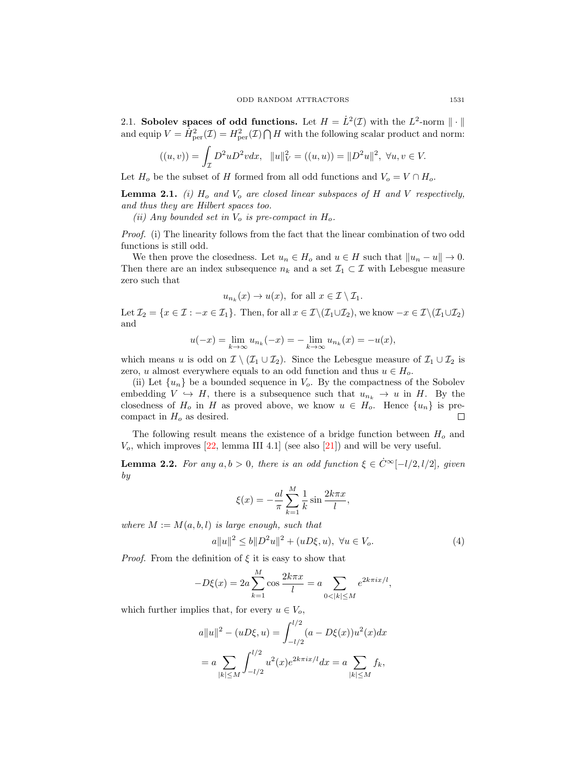2.1. **Sobolev spaces of odd functions.** Let $H = \dot{L}^2(\mathcal{I})$ with the $L^2$-norm $\|\cdot\|$ and equip $V = \dot{H}^2_{\text{per}}(\mathcal{I}) = H^2_{\text{per}}(\mathcal{I}) \bigcap H$ with the following scalar product and norm:

$$((u,v)) = \int_{\mathcal{I}} D^2u D^2v dx, \quad \|u\|_V^2 = ((u,u)) = \|D^2u\|^2, \ \forall u, v \in V.$$

Let $H_o$ be the subset of $H$ formed from all odd functions and $V_o = V \cap H_o$.

**Lemma 2.1.** *(i) $H_o$ and $V_o$ are closed linear subspaces of $H$ and $V$ respectively, and thus they are Hilbert spaces too.*

*(ii) Any bounded set in $V_o$ is pre-compact in $H_o$.*

*Proof.* (i) The linearity follows from the fact that the linear combination of two odd functions is still odd.

We then prove the closedness. Let $u_n \in H_o$ and $u \in H$ such that $\|u_n - u\| \to 0$. Then there are an index subsequence $n_k$ and a set $\mathcal{I}_1 \subset \mathcal{I}$ with Lebesgue measure zero such that

$$u_{n_k}(x) \to u(x), \text{ for all } x \in \mathcal{I} \setminus \mathcal{I}_1.$$

Let $\mathcal{I}_2 = \{x \in \mathcal{I} : -x \in \mathcal{I}_1\}$. Then, for all $x \in \mathcal{I}\setminus(\mathcal{I}_1 \cup \mathcal{I}_2)$, we know $-x \in \mathcal{I}\setminus(\mathcal{I}_1 \cup \mathcal{I}_2)$ and

$$u(-x) = \lim_{k\to\infty} u_{n_k}(-x) = -\lim_{k\to\infty} u_{n_k}(x) = -u(x),$$

which means $u$ is odd on $\mathcal{I} \setminus (\mathcal{I}_1 \cup \mathcal{I}_2)$. Since the Lebesgue measure of $\mathcal{I}_1 \cup \mathcal{I}_2$ is zero, $u$ almost everywhere equals to an odd function and thus $u \in H_o$.

(ii) Let $\{u_n\}$ be a bounded sequence in $V_o$. By the compactness of the Sobolev embedding $V \hookrightarrow H$, there is a subsequence such that $u_{n_k} \to u$ in $H$. By the closedness of $H_o$ in $H$ as proved above, we know $u \in H_o$. Hence $\{u_n\}$ is pre-compact in $H_o$ as desired. $\square$

The following result means the existence of a bridge function between $H_o$ and $V_o$, which improves [22, lemma III 4.1] (see also [21]) and will be very useful.

**Lemma 2.2.** *For any $a, b > 0$, there is an odd function $\xi \in \dot{C}^\infty[-l/2, l/2]$, given by*

$$\xi(x) = -\frac{al}{\pi}\sum_{k=1}^{M} \frac{1}{k} \sin\frac{2k\pi x}{l},$$

*where $M := M(a,b,l)$ is large enough, such that*

$$a\|u\|^2 \le b\|D^2u\|^2 + (uD\xi, u), \ \forall u \in V_o. \tag{4}$$

*Proof.* From the definition of $\xi$ it is easy to show that

$$-D\xi(x) = 2a\sum_{k=1}^{M} \cos\frac{2k\pi x}{l} = a\sum_{0<|k|\le M} e^{2k\pi i x/l},$$

which further implies that, for every $u \in V_o$,

$$a\|u\|^2 - (uD\xi, u) = \int_{-l/2}^{l/2} (a - D\xi(x))u^2(x)dx$$

$$= a\sum_{|k|\le M} \int_{-l/2}^{l/2} u^2(x)e^{2k\pi i x/l}dx = a\sum_{|k|\le M} f_k,$$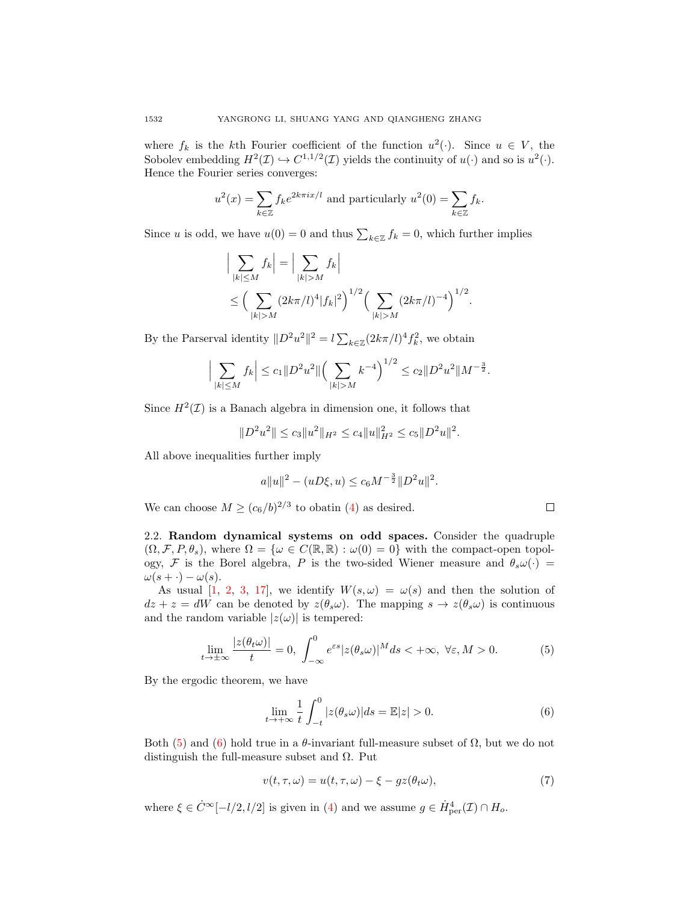where $f_k$ is the $k$th Fourier coefficient of the function $u^2(\cdot)$. Since $u \in V$, the Sobolev embedding $H^2(\mathcal{I}) \hookrightarrow C^{1,1/2}(\mathcal{I})$ yields the continuity of $u(\cdot)$ and so is $u^2(\cdot)$. Hence the Fourier series converges:

$$u^2(x) = \sum_{k\in\mathbb{Z}} f_k e^{2k\pi i x/l} \text{ and particularly } u^2(0) = \sum_{k\in\mathbb{Z}} f_k.$$

Since $u$ is odd, we have $u(0) = 0$ and thus $\sum_{k\in\mathbb{Z}} f_k = 0$, which further implies

$$\begin{aligned}\Big|\sum_{|k|\le M} f_k\Big| &= \Big|\sum_{|k|>M} f_k\Big| \\ &\le \Big(\sum_{|k|>M} (2k\pi/l)^4 |f_k|^2\Big)^{1/2} \Big(\sum_{|k|>M} (2k\pi/l)^{-4}\Big)^{1/2}.\end{aligned}$$

By the Parserval identity $\|D^2 u^2\|^2 = l\sum_{k\in\mathbb{Z}} (2k\pi/l)^4 f_k^2$, we obtain

$$\Big|\sum_{|k|\le M} f_k\Big| \le c_1 \|D^2 u^2\| \Big(\sum_{|k|>M} k^{-4}\Big)^{1/2} \le c_2 \|D^2 u^2\| M^{-\frac{3}{2}}.$$

Since $H^2(\mathcal{I})$ is a Banach algebra in dimension one, it follows that

$$\|D^2 u^2\| \le c_3 \|u^2\|_{H^2} \le c_4 \|u\|_{H^2}^2 \le c_5 \|D^2 u\|^2.$$

All above inequalities further imply

$$a\|u\|^2 - (uD\xi, u) \le c_6 M^{-\frac{3}{2}} \|D^2 u\|^2.$$

We can choose $M \ge (c_6/b)^{2/3}$ to obatin (4) as desired. $\square$

2.2. **Random dynamical systems on odd spaces.** Consider the quadruple $(\Omega, \mathcal{F}, P, \theta_s)$, where $\Omega = \{\omega \in C(\mathbb{R}, \mathbb{R}) : \omega(0) = 0\}$ with the compact-open topology, $\mathcal{F}$ is the Borel algebra, $P$ is the two-sided Wiener measure and $\theta_s\omega(\cdot) = \omega(s + \cdot) - \omega(s)$.

As usual [1, 2, 3, 17], we identify $W(s, \omega) = \omega(s)$ and then the solution of $dz + z = dW$ can be denoted by $z(\theta_s\omega)$. The mapping $s \to z(\theta_s\omega)$ is continuous and the random variable $|z(\omega)|$ is tempered:

$$\lim_{t\to\pm\infty} \frac{|z(\theta_t\omega)|}{t} = 0,\ \int_{-\infty}^0 e^{\varepsilon s} |z(\theta_s\omega)|^M ds < +\infty,\ \forall \varepsilon, M > 0. \tag{5}$$

By the ergodic theorem, we have

$$\lim_{t\to+\infty} \frac{1}{t} \int_{-t}^0 |z(\theta_s\omega)| ds = \mathbb{E}|z| > 0. \tag{6}$$

Both (5) and (6) hold true in a $\theta$-invariant full-measure subset of $\Omega$, but we do not distinguish the full-measure subset and $\Omega$. Put

$$v(t, \tau, \omega) = u(t, \tau, \omega) - \xi - gz(\theta_t\omega), \tag{7}$$

where $\xi \in \dot{C}^\infty[-l/2, l/2]$ is given in (4) and we assume $g \in \dot{H}^4_{\text{per}}(\mathcal{I}) \cap H_o$.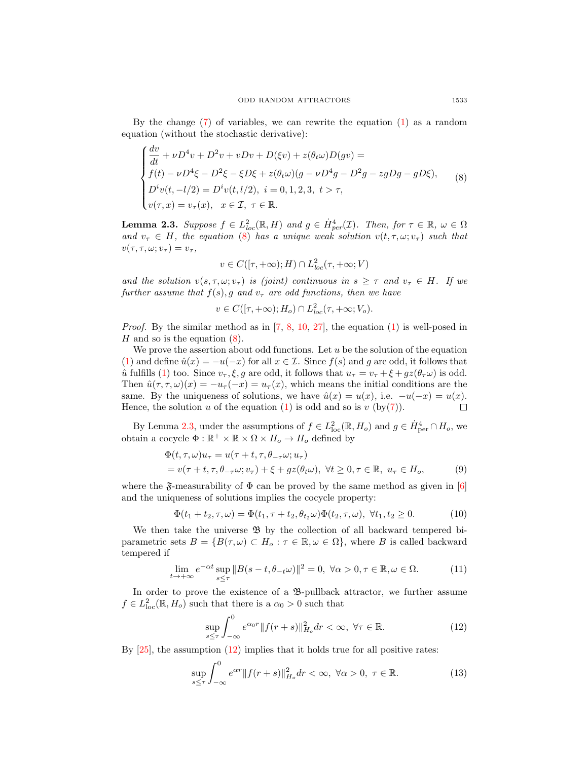By the change (7) of variables, we can rewrite the equation (1) as a random equation (without the stochastic derivative):

$$
\begin{cases}
\dfrac{dv}{dt} + \nu D^4 v + D^2 v + vDv + D(\xi v) + z(\theta_t\omega)D(gv) = \\
f(t) - \nu D^4\xi - D^2\xi - \xi D\xi + z(\theta_t\omega)(g - \nu D^4 g - D^2 g - zgDg - gD\xi), \\
D^i v(t, -l/2) = D^i v(t, l/2),\ i = 0, 1, 2, 3,\ t > \tau, \\
v(\tau, x) = v_\tau(x), \quad x \in \mathcal{I},\ \tau \in \mathbb{R}.
\end{cases} \tag{8}
$$

**Lemma 2.3.** *Suppose $f \in L^2_{loc}(\mathbb{R}, H)$ and $g \in \dot{H}^4_{per}(\mathcal{I})$. Then, for $\tau \in \mathbb{R}$, $\omega \in \Omega$ and $v_\tau \in H$, the equation (8) has a unique weak solution $v(t, \tau, \omega; v_\tau)$ such that $v(\tau, \tau, \omega; v_\tau) = v_\tau$,*

$$v \in C([\tau, +\infty); H) \cap L^2_{loc}(\tau, +\infty; V)$$

*and the solution $v(s, \tau, \omega; v_\tau)$ is (joint) continuous in $s \geq \tau$ and $v_\tau \in H$. If we further assume that $f(s), g$ and $v_\tau$ are odd functions, then we have*

$$v \in C([\tau, +\infty); H_o) \cap L^2_{loc}(\tau, +\infty; V_o).$$

*Proof.* By the similar method as in [7, 8, 10, 27], the equation (1) is well-posed in $H$ and so is the equation (8).

We prove the assertion about odd functions. Let $u$ be the solution of the equation (1) and define $\hat{u}(x) = -u(-x)$ for all $x \in \mathcal{I}$. Since $f(s)$ and $g$ are odd, it follows that $\hat{u}$ fulfills (1) too. Since $v_\tau, \xi, g$ are odd, it follows that $u_\tau = v_\tau + \xi + gz(\theta_\tau\omega)$ is odd. Then $\hat{u}(\tau, \tau, \omega)(x) = -u_\tau(-x) = u_\tau(x)$, which means the initial conditions are the same. By the uniqueness of solutions, we have $\hat{u}(x) = u(x)$, i.e. $-u(-x) = u(x)$. Hence, the solution $u$ of the equation (1) is odd and so is $v$ (by(7)). $\square$

By Lemma 2.3, under the assumptions of $f \in L^2_{\text{loc}}(\mathbb{R}, H_o)$ and $g \in \dot{H}^4_{\text{per}} \cap H_o$, we obtain a cocycle $\Phi : \mathbb{R}^+ \times \mathbb{R} \times \Omega \times H_o \to H_o$ defined by

$$
\begin{aligned}
\Phi(t, \tau, \omega)u_\tau &= u(\tau + t, \tau, \theta_{-\tau}\omega; u_\tau) \\
&= v(\tau + t, \tau, \theta_{-\tau}\omega; v_\tau) + \xi + gz(\theta_t\omega),\ \forall t \geq 0, \tau \in \mathbb{R},\ u_\tau \in H_o,
\end{aligned} \tag{9}
$$

where the $\mathfrak{F}$-measurability of $\Phi$ can be proved by the same method as given in [6] and the uniqueness of solutions implies the cocycle property:

$$\Phi(t_1 + t_2, \tau, \omega) = \Phi(t_1, \tau + t_2, \theta_{t_2}\omega)\Phi(t_2, \tau, \omega),\ \forall t_1, t_2 \geq 0. \tag{10}$$

We then take the universe $\mathfrak{B}$ by the collection of all backward tempered bi-parametric sets $B = \{B(\tau, \omega) \subset H_o : \tau \in \mathbb{R}, \omega \in \Omega\}$, where $B$ is called backward tempered if

$$\lim_{t \to +\infty} e^{-\alpha t} \sup_{s \leq \tau} \|B(s - t, \theta_{-t}\omega)\|^2 = 0,\ \forall \alpha > 0, \tau \in \mathbb{R}, \omega \in \Omega. \tag{11}$$

In order to prove the existence of a $\mathfrak{B}$-pullback attractor, we further assume $f \in L^2_{\text{loc}}(\mathbb{R}, H_o)$ such that there is a $\alpha_0 > 0$ such that

$$\sup_{s \leq \tau} \int_{-\infty}^0 e^{\alpha_0 r} \|f(r + s)\|^2_{H_o} dr < \infty,\ \forall \tau \in \mathbb{R}. \tag{12}$$

By [25], the assumption (12) implies that it holds true for all positive rates:

$$\sup_{s \leq \tau} \int_{-\infty}^0 e^{\alpha r} \|f(r + s)\|^2_{H_o} dr < \infty,\ \forall \alpha > 0,\ \tau \in \mathbb{R}. \tag{13}$$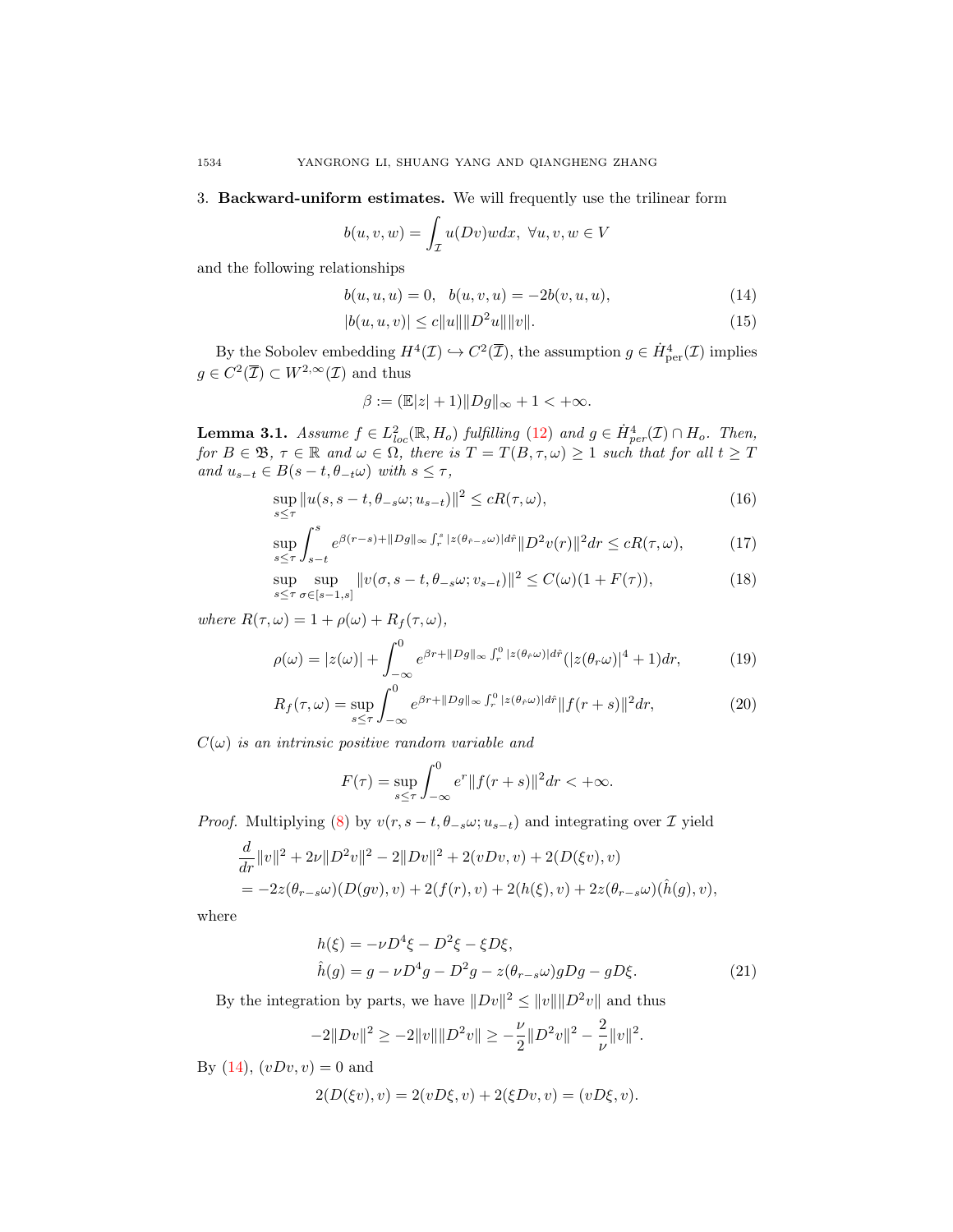## 3. Backward-uniform estimates.

We will frequently use the trilinear form

$$b(u,v,w) = \int_{\mathcal{I}} u(Dv)w dx, \ \forall u,v,w \in V$$

and the following relationships

$$b(u,u,u) = 0, \quad b(u,v,u) = -2b(v,u,u), \tag{14}$$

$$|b(u,u,v)| \leq c\|u\|\|D^2u\|\|v\|. \tag{15}$$

By the Sobolev embedding $H^4(\mathcal{I}) \hookrightarrow C^2(\overline{\mathcal{I}})$, the assumption $g \in \dot{H}^4_{\mathrm{per}}(\mathcal{I})$ implies $g \in C^2(\overline{\mathcal{I}}) \subset W^{2,\infty}(\mathcal{I})$ and thus

$$\beta := (\mathbb{E}|z|+1)\|Dg\|_\infty + 1 < +\infty.$$

**Lemma 3.1.** *Assume $f \in L^2_{loc}(\mathbb{R}, H_o)$ fulfilling (12) and $g \in \dot{H}^4_{per}(\mathcal{I}) \cap H_o$. Then, for $B \in \mathfrak{B}$, $\tau \in \mathbb{R}$ and $\omega \in \Omega$, there is $T = T(B,\tau,\omega) \geq 1$ such that for all $t \geq T$ and $u_{s-t} \in B(s-t, \theta_{-t}\omega)$ with $s \leq \tau$,*

$$\sup_{s\leq\tau} \|u(s, s-t, \theta_{-s}\omega; u_{s-t})\|^2 \leq cR(\tau,\omega), \tag{16}$$

$$\sup_{s\leq\tau} \int_{s-t}^{s} e^{\beta(r-s)+\|Dg\|_\infty \int_r^s |z(\theta_{\hat{r}-s}\omega)|d\hat{r}} \|D^2v(r)\|^2 dr \leq cR(\tau,\omega), \tag{17}$$

$$\sup_{s\leq\tau} \sup_{\sigma\in[s-1,s]} \|v(\sigma, s-t, \theta_{-s}\omega; v_{s-t})\|^2 \leq C(\omega)(1+F(\tau)), \tag{18}$$

*where $R(\tau,\omega) = 1 + \rho(\omega) + R_f(\tau,\omega)$,*

$$\rho(\omega) = |z(\omega)| + \int_{-\infty}^{0} e^{\beta r + \|Dg\|_\infty \int_r^0 |z(\theta_{\hat{r}}\omega)|d\hat{r}} (|z(\theta_r\omega)|^4 + 1) dr, \tag{19}$$

$$R_f(\tau,\omega) = \sup_{s\leq\tau} \int_{-\infty}^{0} e^{\beta r + \|Dg\|_\infty \int_r^0 |z(\theta_{\hat{r}}\omega)|d\hat{r}} \|f(r+s)\|^2 dr, \tag{20}$$

*$C(\omega)$ is an intrinsic positive random variable and*

$$F(\tau) = \sup_{s\leq\tau} \int_{-\infty}^{0} e^r \|f(r+s)\|^2 dr < +\infty.$$

*Proof.* Multiplying (8) by $v(r, s-t, \theta_{-s}\omega; u_{s-t})$ and integrating over $\mathcal{I}$ yield

$$\begin{aligned}
&\frac{d}{dr}\|v\|^2 + 2\nu\|D^2v\|^2 - 2\|Dv\|^2 + 2(vDv, v) + 2(D(\xi v), v) \\
&= -2z(\theta_{r-s}\omega)(D(gv), v) + 2(f(r), v) + 2(h(\xi), v) + 2z(\theta_{r-s}\omega)(\hat{h}(g), v),
\end{aligned}$$

where

$$\begin{aligned}
&h(\xi) = -\nu D^4\xi - D^2\xi - \xi D\xi, \\
&\hat{h}(g) = g - \nu D^4 g - D^2 g - z(\theta_{r-s}\omega) g Dg - g D\xi.
\end{aligned} \tag{21}$$

By the integration by parts, we have $\|Dv\|^2 \leq \|v\|\|D^2v\|$ and thus

$$-2\|Dv\|^2 \geq -2\|v\|\|D^2v\| \geq -\frac{\nu}{2}\|D^2v\|^2 - \frac{2}{\nu}\|v\|^2.$$

By (14), $(vDv, v) = 0$ and

$$2(D(\xi v), v) = 2(vD\xi, v) + 2(\xi Dv, v) = (vD\xi, v).$$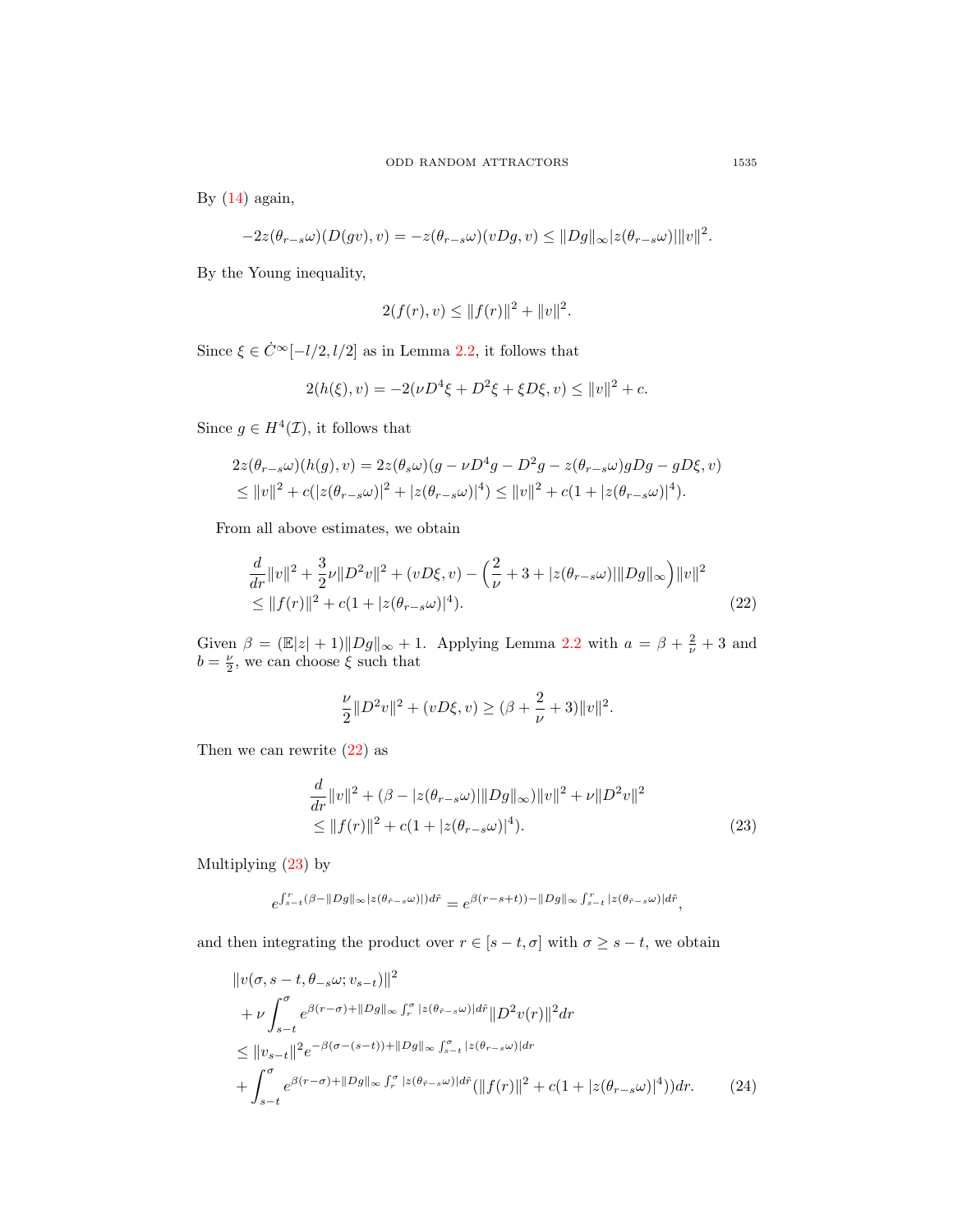By (14) again,

$$-2z(\theta_{r-s}\omega)(D(gv), v) = -z(\theta_{r-s}\omega)(vDg, v) \le \|Dg\|_\infty |z(\theta_{r-s}\omega)| \|v\|^2.$$

By the Young inequality,

$$2(f(r), v) \le \|f(r)\|^2 + \|v\|^2.$$

Since $\xi \in \dot{C}^\infty[-l/2, l/2]$ as in Lemma 2.2, it follows that

$$2(h(\xi), v) = -2(\nu D^4\xi + D^2\xi + \xi D\xi, v) \le \|v\|^2 + c.$$

Since $g \in H^4(\mathcal{I})$, it follows that

$$\begin{aligned}
&2z(\theta_{r-s}\omega)(h(g), v) = 2z(\theta_s\omega)(g - \nu D^4 g - D^2 g - z(\theta_{r-s}\omega)gDg - gD\xi, v) \\
&\le \|v\|^2 + c(|z(\theta_{r-s}\omega)|^2 + |z(\theta_{r-s}\omega)|^4) \le \|v\|^2 + c(1 + |z(\theta_{r-s}\omega)|^4).
\end{aligned}$$

From all above estimates, we obtain

$$\begin{aligned}
&\frac{d}{dr}\|v\|^2 + \frac{3}{2}\nu\|D^2 v\|^2 + (vD\xi, v) - \Big(\frac{2}{\nu} + 3 + |z(\theta_{r-s}\omega)|\|Dg\|_\infty\Big)\|v\|^2 \\
&\le \|f(r)\|^2 + c(1 + |z(\theta_{r-s}\omega)|^4).
\end{aligned} \tag{22}$$

Given $\beta = (\mathbb{E}|z| + 1)\|Dg\|_\infty + 1$. Applying Lemma 2.2 with $a = \beta + \frac{2}{\nu} + 3$ and $b = \frac{\nu}{2}$, we can choose $\xi$ such that

$$\frac{\nu}{2}\|D^2 v\|^2 + (vD\xi, v) \ge (\beta + \frac{2}{\nu} + 3)\|v\|^2.$$

Then we can rewrite (22) as

$$\begin{aligned}
&\frac{d}{dr}\|v\|^2 + (\beta - |z(\theta_{r-s}\omega)|\|Dg\|_\infty)\|v\|^2 + \nu\|D^2 v\|^2 \\
&\le \|f(r)\|^2 + c(1 + |z(\theta_{r-s}\omega)|^4).
\end{aligned} \tag{23}$$

Multiplying (23) by

$$e^{\int_{s-t}^{r}(\beta - \|Dg\|_\infty |z(\theta_{\hat{r}-s}\omega)|)d\hat{r}} = e^{\beta(r-s+t)) - \|Dg\|_\infty \int_{s-t}^{r}|z(\theta_{\hat{r}-s}\omega)|d\hat{r}},$$

and then integrating the product over $r \in [s-t, \sigma]$ with $\sigma \ge s-t$, we obtain

$$\begin{aligned}
&\|v(\sigma, s-t, \theta_{-s}\omega; v_{s-t})\|^2 \\
&+ \nu \int_{s-t}^{\sigma} e^{\beta(r-\sigma) + \|Dg\|_\infty \int_r^\sigma |z(\theta_{\hat{r}-s}\omega)|d\hat{r}} \|D^2 v(r)\|^2 dr \\
&\le \|v_{s-t}\|^2 e^{-\beta(\sigma-(s-t)) + \|Dg\|_\infty \int_{s-t}^{\sigma}|z(\theta_{r-s}\omega)|dr} \\
&+ \int_{s-t}^{\sigma} e^{\beta(r-\sigma) + \|Dg\|_\infty \int_r^\sigma |z(\theta_{\hat{r}-s}\omega)|d\hat{r}} (\|f(r)\|^2 + c(1 + |z(\theta_{r-s}\omega)|^4)) dr.
\end{aligned} \tag{24}$$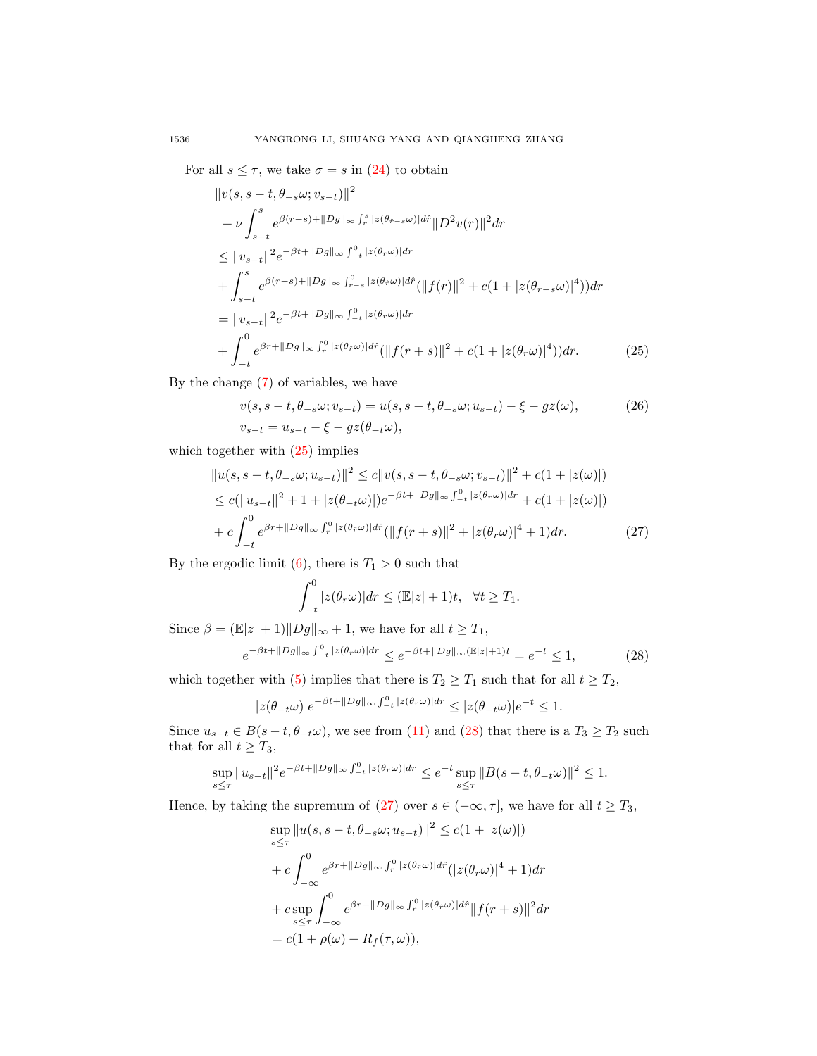For all $s \le \tau$, we take $\sigma = s$ in (24) to obtain

$$
\begin{aligned}
&\|v(s, s-t, \theta_{-s}\omega; v_{s-t})\|^2 \\
&+ \nu \int_{s-t}^{s} e^{\beta(r-s)+\|Dg\|_\infty \int_r^s |z(\theta_{\hat{r}-s}\omega)|d\hat{r}} \|D^2 v(r)\|^2 dr \\
&\le \|v_{s-t}\|^2 e^{-\beta t+\|Dg\|_\infty \int_{-t}^0 |z(\theta_r\omega)|dr} \\
&+ \int_{s-t}^{s} e^{\beta(r-s)+\|Dg\|_\infty \int_{r-s}^0 |z(\theta_{\hat{r}}\omega)|d\hat{r}} (\|f(r)\|^2 + c(1+|z(\theta_{r-s}\omega)|^4))dr \\
&= \|v_{s-t}\|^2 e^{-\beta t+\|Dg\|_\infty \int_{-t}^0 |z(\theta_r\omega)|dr} \\
&+ \int_{-t}^{0} e^{\beta r+\|Dg\|_\infty \int_{r}^0 |z(\theta_{\hat{r}}\omega)|d\hat{r}} (\|f(r+s)\|^2 + c(1+|z(\theta_{r}\omega)|^4))dr. \qquad (25)
\end{aligned}
$$

By the change (7) of variables, we have

$$
\begin{aligned}
& v(s, s-t, \theta_{-s}\omega; v_{s-t}) = u(s, s-t, \theta_{-s}\omega; u_{s-t}) - \xi - gz(\omega), \qquad (26)\\
& v_{s-t} = u_{s-t} - \xi - gz(\theta_{-t}\omega),
\end{aligned}
$$

which together with (25) implies

$$
\begin{aligned}
&\|u(s, s-t, \theta_{-s}\omega; u_{s-t})\|^2 \le c\|v(s, s-t, \theta_{-s}\omega; v_{s-t})\|^2 + c(1+|z(\omega)|) \\
&\le c(\|u_{s-t}\|^2 + 1 + |z(\theta_{-t}\omega)|) e^{-\beta t+\|Dg\|_\infty \int_{-t}^0 |z(\theta_r\omega)|dr} + c(1+|z(\omega)|) \\
&+ c\int_{-t}^{0} e^{\beta r+\|Dg\|_\infty \int_{r}^0 |z(\theta_{\hat{r}}\omega)|d\hat{r}} (\|f(r+s)\|^2 + |z(\theta_{r}\omega)|^4 + 1)dr. \qquad (27)
\end{aligned}
$$

By the ergodic limit (6), there is $T_1 > 0$ such that

$$
\int_{-t}^{0} |z(\theta_r\omega)|dr \le (\mathbb{E}|z| + 1)t, \quad \forall t \ge T_1.
$$

Since $\beta = (\mathbb{E}|z| + 1)\|Dg\|_\infty + 1$, we have for all $t \ge T_1$,

$$
e^{-\beta t+\|Dg\|_\infty \int_{-t}^0 |z(\theta_r\omega)|dr} \le e^{-\beta t+\|Dg\|_\infty (\mathbb{E}|z|+1)t} = e^{-t} \le 1, \qquad (28)
$$

which together with (5) implies that there is $T_2 \ge T_1$ such that for all $t \ge T_2$,

$$
|z(\theta_{-t}\omega)| e^{-\beta t+\|Dg\|_\infty \int_{-t}^0 |z(\theta_r\omega)|dr} \le |z(\theta_{-t}\omega)| e^{-t} \le 1.
$$

Since $u_{s-t} \in B(s-t, \theta_{-t}\omega)$, we see from (11) and (28) that there is a $T_3 \ge T_2$ such that for all $t \ge T_3$,

$$
\sup_{s\le\tau} \|u_{s-t}\|^2 e^{-\beta t+\|Dg\|_\infty \int_{-t}^0 |z(\theta_r\omega)|dr} \le e^{-t} \sup_{s\le\tau} \|B(s-t, \theta_{-t}\omega)\|^2 \le 1.
$$

Hence, by taking the supremum of (27) over $s \in (-\infty, \tau]$, we have for all $t \ge T_3$,

$$
\begin{aligned}
&\sup_{s\le\tau} \|u(s, s-t, \theta_{-s}\omega; u_{s-t})\|^2 \le c(1+|z(\omega)|) \\
&+ c\int_{-\infty}^{0} e^{\beta r+\|Dg\|_\infty \int_{r}^0 |z(\theta_{\hat{r}}\omega)|d\hat{r}} (|z(\theta_{r}\omega)|^4 + 1)dr \\
&+ c\sup_{s\le\tau} \int_{-\infty}^{0} e^{\beta r+\|Dg\|_\infty \int_{r}^0 |z(\theta_{\hat{r}}\omega)|d\hat{r}} \|f(r+s)\|^2 dr \\
&= c(1 + \rho(\omega) + R_f(\tau, \omega)),
\end{aligned}
$$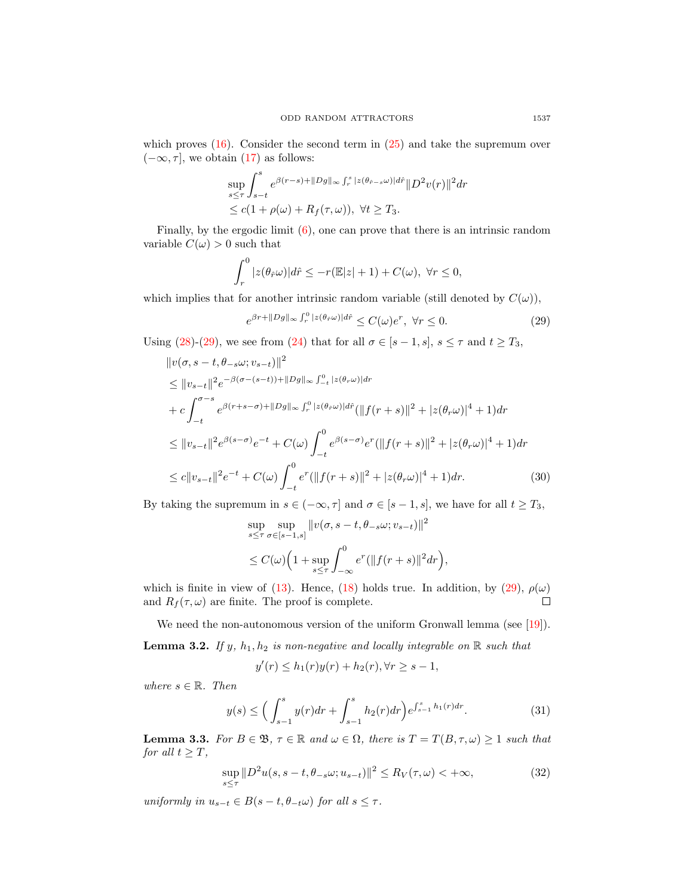which proves (16). Consider the second term in (25) and take the supremum over $(-\infty, \tau]$, we obtain (17) as follows:

$$
\begin{aligned}
&\sup_{s\le\tau}\int_{s-t}^{s} e^{\beta(r-s)+\|Dg\|_\infty\int_r^s|z(\theta_{\hat{r}-s}\omega)|d\hat{r}}\|D^2v(r)\|^2dr\\
&\le c(1+\rho(\omega)+R_f(\tau,\omega)),\ \forall t\ge T_3.
\end{aligned}
$$

Finally, by the ergodic limit (6), one can prove that there is an intrinsic random variable $C(\omega)>0$ such that

$$
\int_r^0 |z(\theta_{\hat{r}}\omega)|d\hat{r} \le -r(\mathbb{E}|z|+1)+C(\omega),\ \forall r\le 0,
$$

which implies that for another intrinsic random variable (still denoted by $C(\omega)$),

$$
e^{\beta r+\|Dg\|_\infty\int_r^0|z(\theta_{\hat{r}}\omega)|d\hat{r}} \le C(\omega)e^r,\ \forall r\le 0. \tag{29}
$$

Using (28)-(29), we see from (24) that for all $\sigma\in[s-1,s]$, $s\le\tau$ and $t\ge T_3$,

$$
\begin{aligned}
&\|v(\sigma,s-t,\theta_{-s}\omega;v_{s-t})\|^2\\
&\le \|v_{s-t}\|^2e^{-\beta(\sigma-(s-t))+\|Dg\|_\infty\int_{-t}^0|z(\theta_r\omega)|dr}\\
&+c\int_{-t}^{\sigma-s}e^{\beta(r+s-\sigma)+\|Dg\|_\infty\int_r^0|z(\theta_{\hat{r}}\omega)|d\hat{r}}(\|f(r+s)\|^2+|z(\theta_r\omega)|^4+1)dr\\
&\le \|v_{s-t}\|^2e^{\beta(s-\sigma)}e^{-t}+C(\omega)\int_{-t}^0 e^{\beta(s-\sigma)}e^r(\|f(r+s)\|^2+|z(\theta_r\omega)|^4+1)dr\\
&\le c\|v_{s-t}\|^2e^{-t}+C(\omega)\int_{-t}^0 e^r(\|f(r+s)\|^2+|z(\theta_r\omega)|^4+1)dr.
\end{aligned} \tag{30}
$$

By taking the supremum in $s\in(-\infty,\tau]$ and $\sigma\in[s-1,s]$, we have for all $t\ge T_3$,

$$
\begin{aligned}
&\sup_{s\le\tau}\sup_{\sigma\in[s-1,s]}\|v(\sigma,s-t,\theta_{-s}\omega;v_{s-t})\|^2\\
&\le C(\omega)\Big(1+\sup_{s\le\tau}\int_{-\infty}^0 e^r(\|f(r+s)\|^2dr\Big),
\end{aligned}
$$

which is finite in view of (13). Hence, (18) holds true. In addition, by (29), $\rho(\omega)$ and $R_f(\tau,\omega)$ are finite. The proof is complete. $\square$

We need the non-autonomous version of the uniform Gronwall lemma (see [19]).

**Lemma 3.2.** *If $y$, $h_1,h_2$ is non-negative and locally integrable on $\mathbb{R}$ such that*

$$
y'(r)\le h_1(r)y(r)+h_2(r),\forall r\ge s-1,
$$

*where $s\in\mathbb{R}$. Then*

$$
y(s)\le\Big(\int_{s-1}^s y(r)dr+\int_{s-1}^s h_2(r)dr\Big)e^{\int_{s-1}^s h_1(r)dr}. \tag{31}
$$

**Lemma 3.3.** *For $B\in\mathfrak{B}$, $\tau\in\mathbb{R}$ and $\omega\in\Omega$, there is $T=T(B,\tau,\omega)\ge 1$ such that for all $t\ge T$,*

$$
\sup_{s\le\tau}\|D^2u(s,s-t,\theta_{-s}\omega;u_{s-t})\|^2\le R_V(\tau,\omega)<+\infty, \tag{32}
$$

*uniformly in $u_{s-t}\in B(s-t,\theta_{-t}\omega)$ for all $s\le\tau$.*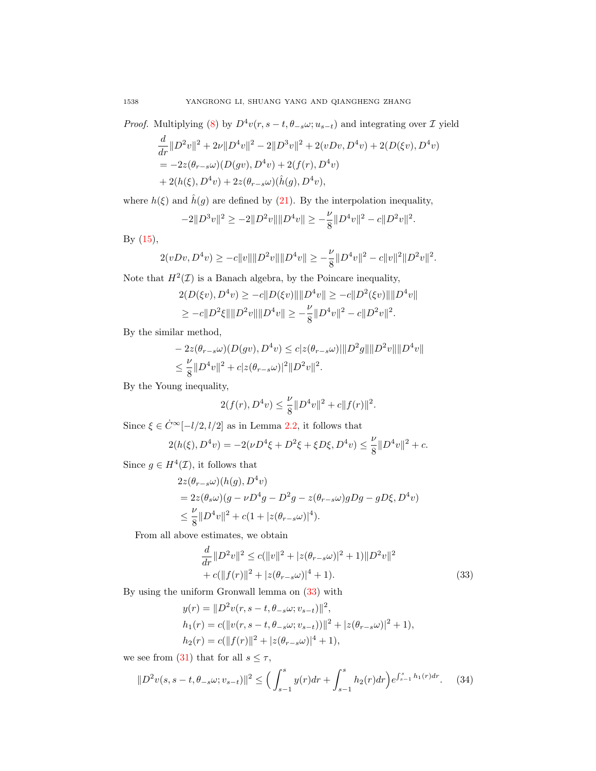*Proof.* Multiplying (8) by $D^4v(r, s-t, \theta_{-s}\omega; u_{s-t})$ and integrating over $\mathcal{I}$ yield

$$
\begin{aligned}
&\frac{d}{dr}\|D^2v\|^2 + 2\nu\|D^4v\|^2 - 2\|D^3v\|^2 + 2(vDv, D^4v) + 2(D(\xi v), D^4v) \\
&= -2z(\theta_{r-s}\omega)(D(gv), D^4v) + 2(f(r), D^4v) \\
&\quad + 2(h(\xi), D^4v) + 2z(\theta_{r-s}\omega)(\hat{h}(g), D^4v),
\end{aligned}
$$

where $h(\xi)$ and $\hat{h}(g)$ are defined by (21). By the interpolation inequality,

$$
-2\|D^3v\|^2 \geq -2\|D^2v\|\|D^4v\| \geq -\frac{\nu}{8}\|D^4v\|^2 - c\|D^2v\|^2.
$$

By (15),

$$
2(vDv, D^4v) \geq -c\|v\|\|D^2v\|\|D^4v\| \geq -\frac{\nu}{8}\|D^4v\|^2 - c\|v\|^2\|D^2v\|^2.
$$

Note that $H^2(\mathcal{I})$ is a Banach algebra, by the Poincare inequality,

$$
\begin{aligned}
2(D(\xi v), D^4v) &\geq -c\|D(\xi v)\|\|D^4v\| \geq -c\|D^2(\xi v)\|\|D^4v\| \\
&\geq -c\|D^2\xi\|\|D^2v\|\|D^4v\| \geq -\frac{\nu}{8}\|D^4v\|^2 - c\|D^2v\|^2.
\end{aligned}
$$

By the similar method,

$$
\begin{aligned}
&-2z(\theta_{r-s}\omega)(D(gv), D^4v) \leq c|z(\theta_{r-s}\omega)|\|D^2g\|\|D^2v\|\|D^4v\| \\
&\leq \frac{\nu}{8}\|D^4v\|^2 + c|z(\theta_{r-s}\omega)|^2\|D^2v\|^2.
\end{aligned}
$$

By the Young inequality,

$$
2(f(r), D^4v) \leq \frac{\nu}{8}\|D^4v\|^2 + c\|f(r)\|^2.
$$

Since $\xi \in \dot{C}^\infty[-l/2, l/2]$ as in Lemma 2.2, it follows that

$$
2(h(\xi), D^4v) = -2(\nu D^4\xi + D^2\xi + \xi D\xi, D^4v) \leq \frac{\nu}{8}\|D^4v\|^2 + c.
$$

Since $g \in H^4(\mathcal{I})$, it follows that

$$
\begin{aligned}
&2z(\theta_{r-s}\omega)(h(g), D^4v) \\
&= 2z(\theta_s\omega)(g - \nu D^4g - D^2g - z(\theta_{r-s}\omega)gDg - gD\xi, D^4v) \\
&\leq \frac{\nu}{8}\|D^4v\|^2 + c(1 + |z(\theta_{r-s}\omega)|^4).
\end{aligned}
$$

From all above estimates, we obtain

$$
\begin{aligned}
\frac{d}{dr}\|D^2v\|^2 &\leq c(\|v\|^2 + |z(\theta_{r-s}\omega)|^2 + 1)\|D^2v\|^2 \\
&\quad + c(\|f(r)\|^2 + |z(\theta_{r-s}\omega)|^4 + 1). \qquad (33)
\end{aligned}
$$

By using the uniform Gronwall lemma on (33) with

$$
\begin{aligned}
y(r) &= \|D^2v(r, s-t, \theta_{-s}\omega; v_{s-t})\|^2, \\
h_1(r) &= c(\|v(r, s-t, \theta_{-s}\omega; v_{s-t}))\|^2 + |z(\theta_{r-s}\omega)|^2 + 1), \\
h_2(r) &= c(\|f(r)\|^2 + |z(\theta_{r-s}\omega)|^4 + 1),
\end{aligned}
$$

we see from (31) that for all $s \leq \tau$,

$$
\|D^2v(s, s-t, \theta_{-s}\omega; v_{s-t})\|^2 \leq \Big(\int_{s-1}^{s} y(r)dr + \int_{s-1}^{s} h_2(r)dr\Big)e^{\int_{s-1}^{s} h_1(r)dr}. \qquad (34)
$$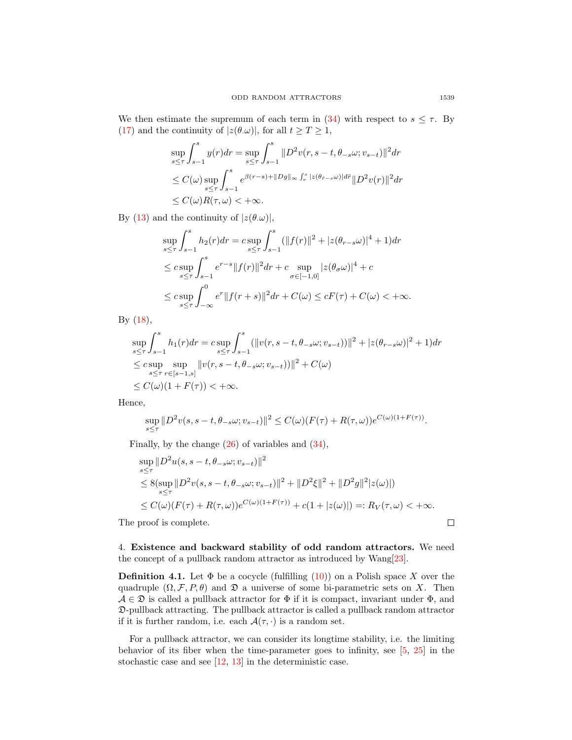We then estimate the supremum of each term in (34) with respect to $s \le \tau$. By (17) and the continuity of $|z(\theta.\omega)|$, for all $t \ge T \ge 1$,

$$
\begin{aligned}
&\sup_{s\le\tau}\int_{s-1}^{s} y(r)dr = \sup_{s\le\tau}\int_{s-1}^{s}\|D^2 v(r, s-t, \theta_{-s}\omega; v_{s-t})\|^2 dr\\
&\le C(\omega)\sup_{s\le\tau}\int_{s-1}^{s} e^{\beta(r-s)+\|Dg\|_\infty\int_r^s|z(\theta_{\hat{r}-s}\omega)|d\hat{r}}\|D^2 v(r)\|^2 dr\\
&\le C(\omega)R(\tau,\omega) < +\infty.
\end{aligned}
$$

By (13) and the continuity of $|z(\theta.\omega)|$,

$$
\begin{aligned}
&\sup_{s\le\tau}\int_{s-1}^{s} h_2(r)dr = c\sup_{s\le\tau}\int_{s-1}^{s}(\|f(r)\|^2 + |z(\theta_{r-s}\omega)|^4 + 1)dr\\
&\le c\sup_{s\le\tau}\int_{s-1}^{s} e^{r-s}\|f(r)\|^2 dr + c\sup_{\sigma\in[-1,0]}|z(\theta_\sigma\omega)|^4 + c\\
&\le c\sup_{s\le\tau}\int_{-\infty}^{0} e^{r}\|f(r+s)\|^2 dr + C(\omega) \le cF(\tau) + C(\omega) < +\infty.
\end{aligned}
$$

By (18),

$$
\begin{aligned}
&\sup_{s\le\tau}\int_{s-1}^{s} h_1(r)dr = c\sup_{s\le\tau}\int_{s-1}^{s}(\|v(r, s-t, \theta_{-s}\omega; v_{s-t}))\|^2 + |z(\theta_{r-s}\omega)|^2 + 1)dr\\
&\le c\sup_{s\le\tau}\sup_{r\in[s-1,s]}\|v(r, s-t, \theta_{-s}\omega; v_{s-t}))\|^2 + C(\omega)\\
&\le C(\omega)(1 + F(\tau)) < +\infty.
\end{aligned}
$$

Hence,

$$
\sup_{s\le\tau}\|D^2 v(s, s-t, \theta_{-s}\omega; v_{s-t})\|^2 \le C(\omega)(F(\tau) + R(\tau,\omega))e^{C(\omega)(1+F(\tau))}.
$$

Finally, by the change (26) of variables and (34),

$$
\begin{aligned}
&\sup_{s\le\tau}\|D^2 u(s, s-t, \theta_{-s}\omega; v_{s-t})\|^2\\
&\le 8(\sup_{s\le\tau}\|D^2 v(s, s-t, \theta_{-s}\omega; v_{s-t})\|^2 + \|D^2\xi\|^2 + \|D^2 g\|^2|z(\omega)|)\\
&\le C(\omega)(F(\tau) + R(\tau,\omega))e^{C(\omega)(1+F(\tau))} + c(1 + |z(\omega)|) =: R_V(\tau,\omega) < +\infty.
\end{aligned}
$$

The proof is complete. □

## 4. Existence and backward stability of odd random attractors.

We need the concept of a pullback random attractor as introduced by Wang[23].

**Definition 4.1.** Let $\Phi$ be a cocycle (fulfilling (10)) on a Polish space $X$ over the quadruple $(\Omega, \mathcal{F}, P, \theta)$ and $\mathfrak{D}$ a universe of some bi-parametric sets on $X$. Then $\mathcal{A} \in \mathfrak{D}$ is called a pullback attractor for $\Phi$ if it is compact, invariant under $\Phi$, and $\mathfrak{D}$-pullback attracting. The pullback attractor is called a pullback random attractor if it is further random, i.e. each $\mathcal{A}(\tau, \cdot)$ is a random set.

For a pullback attractor, we can consider its longtime stability, i.e. the limiting behavior of its fiber when the time-parameter goes to infinity, see [5, 25] in the stochastic case and see [12, 13] in the deterministic case.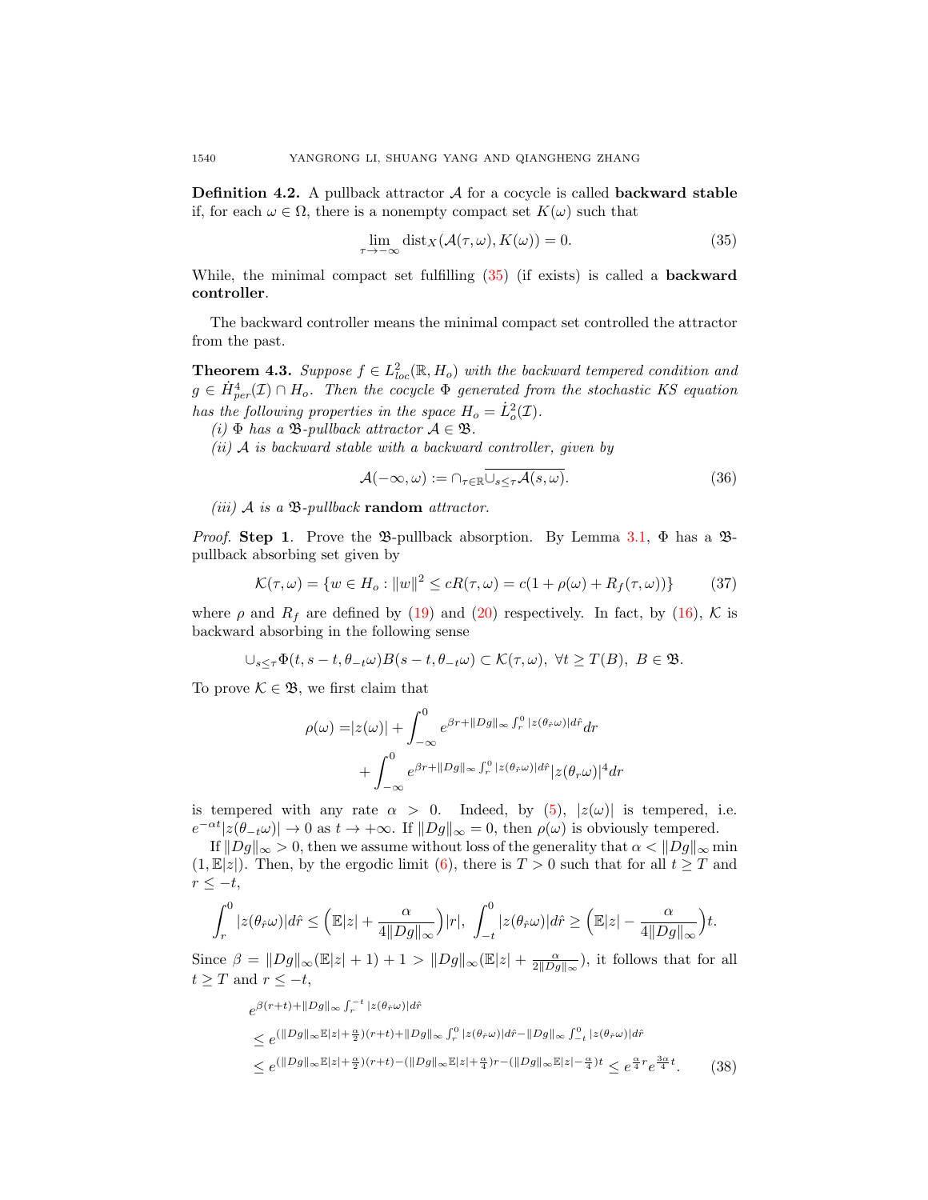**Definition 4.2.** A pullback attractor $\mathcal{A}$ for a cocycle is called **backward stable** if, for each $\omega \in \Omega$, there is a nonempty compact set $K(\omega)$ such that

$$\lim_{\tau \to -\infty} \mathrm{dist}_X(\mathcal{A}(\tau, \omega), K(\omega)) = 0. \tag{35}$$

While, the minimal compact set fulfilling (35) (if exists) is called a **backward controller**.

The backward controller means the minimal compact set controlled the attractor from the past.

**Theorem 4.3.** *Suppose $f \in L^2_{loc}(\mathbb{R}, H_o)$ with the backward tempered condition and $g \in \dot{H}^4_{per}(\mathcal{I}) \cap H_o$. Then the cocycle $\Phi$ generated from the stochastic KS equation has the following properties in the space $H_o = \dot{L}^2_o(\mathcal{I})$.*

*(i) $\Phi$ has a $\mathfrak{B}$-pullback attractor $\mathcal{A} \in \mathfrak{B}$.*

*(ii) $\mathcal{A}$ is backward stable with a backward controller, given by*

$$\mathcal{A}(-\infty, \omega) := \cap_{\tau \in \mathbb{R}} \overline{\cup_{s \le \tau} \mathcal{A}(s, \omega)}. \tag{36}$$

*(iii) $\mathcal{A}$ is a $\mathfrak{B}$-pullback* **random** *attractor.*

*Proof.* **Step 1**. Prove the $\mathfrak{B}$-pullback absorption. By Lemma 3.1, $\Phi$ has a $\mathfrak{B}$-pullback absorbing set given by

$$\mathcal{K}(\tau, \omega) = \{w \in H_o : \|w\|^2 \le cR(\tau, \omega) = c(1 + \rho(\omega) + R_f(\tau, \omega))\} \tag{37}$$

where $\rho$ and $R_f$ are defined by (19) and (20) respectively. In fact, by (16), $\mathcal{K}$ is backward absorbing in the following sense

$$\cup_{s \le \tau} \Phi(t, s-t, \theta_{-t}\omega) B(s-t, \theta_{-t}\omega) \subset \mathcal{K}(\tau, \omega), \ \forall t \ge T(B), \ B \in \mathfrak{B}.$$

To prove $\mathcal{K} \in \mathfrak{B}$, we first claim that

$$\begin{aligned}
\rho(\omega) =& |z(\omega)| + \int_{-\infty}^0 e^{\beta r + \|Dg\|_\infty \int_r^0 |z(\theta_{\hat{r}}\omega)| d\hat{r}} dr \\
&+ \int_{-\infty}^0 e^{\beta r + \|Dg\|_\infty \int_r^0 |z(\theta_{\hat{r}}\omega)| d\hat{r}} |z(\theta_r \omega)|^4 dr
\end{aligned}$$

is tempered with any rate $\alpha > 0$. Indeed, by (5), $|z(\omega)|$ is tempered, i.e. $e^{-\alpha t}|z(\theta_{-t}\omega)| \to 0$ as $t \to +\infty$. If $\|Dg\|_\infty = 0$, then $\rho(\omega)$ is obviously tempered.

If $\|Dg\|_\infty > 0$, then we assume without loss of the generality that $\alpha < \|Dg\|_\infty \min(1, \mathbb{E}|z|)$. Then, by the ergodic limit (6), there is $T > 0$ such that for all $t \ge T$ and $r \le -t$,

$$\int_r^0 |z(\theta_{\hat{r}}\omega)| d\hat{r} \le \Big(\mathbb{E}|z| + \frac{\alpha}{4\|Dg\|_\infty}\Big)|r|, \ \int_{-t}^0 |z(\theta_{\hat{r}}\omega)| d\hat{r} \ge \Big(\mathbb{E}|z| - \frac{\alpha}{4\|Dg\|_\infty}\Big)t.$$

Since $\beta = \|Dg\|_\infty(\mathbb{E}|z| + 1) + 1 > \|Dg\|_\infty(\mathbb{E}|z| + \frac{\alpha}{2\|Dg\|_\infty})$, it follows that for all $t \ge T$ and $r \le -t$,

$$\begin{aligned}
&e^{\beta(r+t) + \|Dg\|_\infty \int_r^{-t} |z(\theta_{\hat{r}}\omega)| d\hat{r}} \\
&\le e^{(\|Dg\|_\infty \mathbb{E}|z| + \frac{\alpha}{2})(r+t) + \|Dg\|_\infty \int_r^0 |z(\theta_{\hat{r}}\omega)| d\hat{r} - \|Dg\|_\infty \int_{-t}^0 |z(\theta_{\hat{r}}\omega)| d\hat{r}} \\
&\le e^{(\|Dg\|_\infty \mathbb{E}|z| + \frac{\alpha}{2})(r+t) - (\|Dg\|_\infty \mathbb{E}|z| + \frac{\alpha}{4})r - (\|Dg\|_\infty \mathbb{E}|z| - \frac{\alpha}{4})t} \le e^{\frac{\alpha}{4}r} e^{\frac{3\alpha}{4}t}.
\end{aligned} \tag{38}$$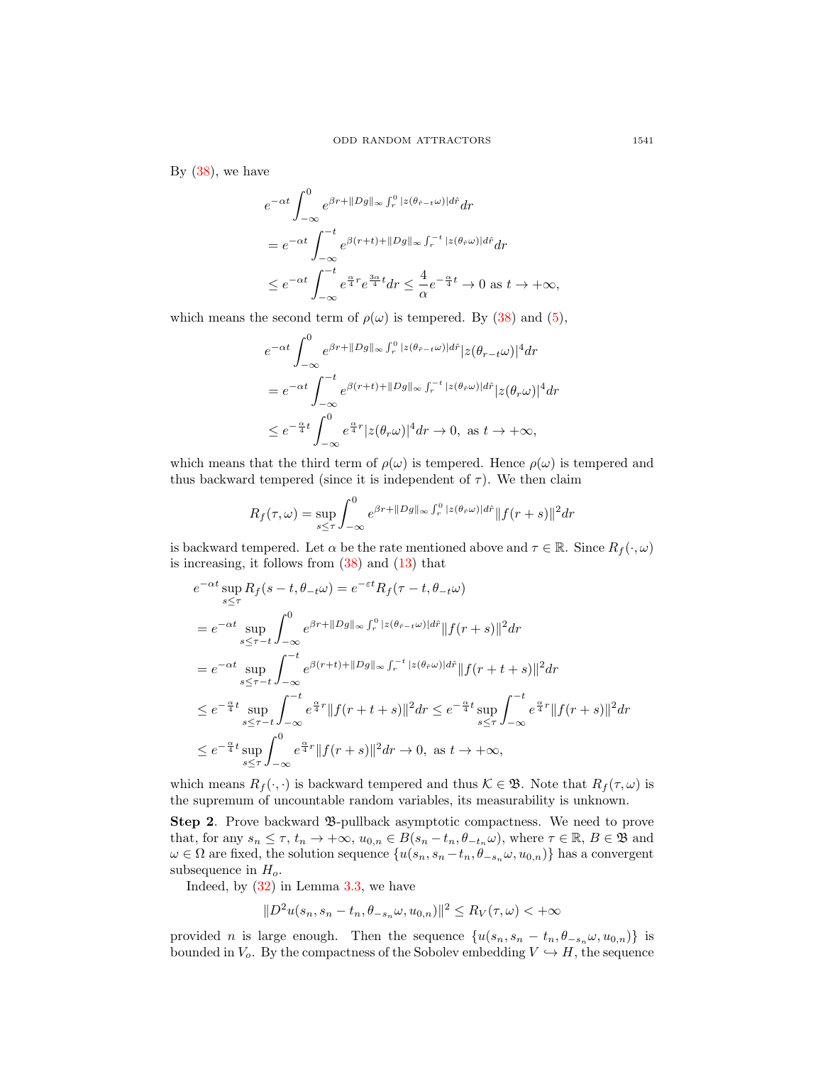By (38), we have

$$
\begin{aligned}
&e^{-\alpha t}\int_{-\infty}^{0} e^{\beta r+\|Dg\|_\infty \int_r^0 |z(\theta_{\hat r - t}\omega)|d\hat r}dr\\
&= e^{-\alpha t}\int_{-\infty}^{-t} e^{\beta (r+t)+\|Dg\|_\infty \int_r^{-t} |z(\theta_{\hat r}\omega)|d\hat r}dr\\
&\le e^{-\alpha t}\int_{-\infty}^{-t} e^{\frac{\alpha}{4}r}e^{\frac{3\alpha}{4}t}dr \le \frac{4}{\alpha}e^{-\frac{\alpha}{4}t} \to 0 \text{ as } t\to +\infty,
\end{aligned}
$$

which means the second term of $\rho(\omega)$ is tempered. By (38) and (5),

$$
\begin{aligned}
&e^{-\alpha t}\int_{-\infty}^{0} e^{\beta r+\|Dg\|_\infty \int_r^0 |z(\theta_{\hat r - t}\omega)|d\hat r}|z(\theta_{r-t}\omega)|^4dr\\
&= e^{-\alpha t}\int_{-\infty}^{-t} e^{\beta (r+t)+\|Dg\|_\infty \int_r^{-t} |z(\theta_{\hat r}\omega)|d\hat r}|z(\theta_r\omega)|^4dr\\
&\le e^{-\frac{\alpha}{4}t}\int_{-\infty}^{0} e^{\frac{\alpha}{4}r}|z(\theta_r\omega)|^4dr \to 0, \text{ as } t\to +\infty,
\end{aligned}
$$

which means that the third term of $\rho(\omega)$ is tempered. Hence $\rho(\omega)$ is tempered and thus backward tempered (since it is independent of $\tau$). We then claim

$$
R_f(\tau,\omega)=\sup_{s\le\tau}\int_{-\infty}^{0} e^{\beta r+\|Dg\|_\infty \int_r^0 |z(\theta_{\hat r}\omega)|d\hat r}\|f(r+s)\|^2dr
$$

is backward tempered. Let $\alpha$ be the rate mentioned above and $\tau\in\mathbb{R}$. Since $R_f(\cdot,\omega)$ is increasing, it follows from (38) and (13) that

$$
\begin{aligned}
&e^{-\alpha t}\sup_{s\le\tau} R_f(s-t,\theta_{-t}\omega)=e^{-\varepsilon t}R_f(\tau-t,\theta_{-t}\omega)\\
&= e^{-\alpha t}\sup_{s\le\tau-t}\int_{-\infty}^{0} e^{\beta r+\|Dg\|_\infty \int_r^0 |z(\theta_{\hat r - t}\omega)|d\hat r}\|f(r+s)\|^2dr\\
&= e^{-\alpha t}\sup_{s\le\tau-t}\int_{-\infty}^{-t} e^{\beta (r+t)+\|Dg\|_\infty \int_r^{-t} |z(\theta_{\hat r}\omega)|d\hat r}\|f(r+t+s)\|^2dr\\
&\le e^{-\frac{\alpha}{4}t}\sup_{s\le\tau-t}\int_{-\infty}^{-t} e^{\frac{\alpha}{4}r}\|f(r+t+s)\|^2dr \le e^{-\frac{\alpha}{4}t}\sup_{s\le\tau}\int_{-\infty}^{-t} e^{\frac{\alpha}{4}r}\|f(r+s)\|^2dr\\
&\le e^{-\frac{\alpha}{4}t}\sup_{s\le\tau}\int_{-\infty}^{0} e^{\frac{\alpha}{4}r}\|f(r+s)\|^2dr \to 0, \text{ as } t\to +\infty,
\end{aligned}
$$

which means $R_f(\cdot,\cdot)$ is backward tempered and thus $\mathcal{K}\in\mathfrak{B}$. Note that $R_f(\tau,\omega)$ is the supremum of uncountable random variables, its measurability is unknown.

**Step 2**. Prove backward $\mathfrak{B}$-pullback asymptotic compactness. We need to prove that, for any $s_n\le\tau$, $t_n\to+\infty$, $u_{0,n}\in B(s_n-t_n,\theta_{-t_n}\omega)$, where $\tau\in\mathbb{R}$, $B\in\mathfrak{B}$ and $\omega\in\Omega$ are fixed, the solution sequence $\{u(s_n,s_n-t_n,\theta_{-s_n}\omega,u_{0,n})\}$ has a convergent subsequence in $H_o$.

Indeed, by (32) in Lemma 3.3, we have

$$
\|D^2u(s_n,s_n-t_n,\theta_{-s_n}\omega,u_{0,n})\|^2\le R_V(\tau,\omega)<+\infty
$$

provided $n$ is large enough. Then the sequence $\{u(s_n,s_n-t_n,\theta_{-s_n}\omega,u_{0,n})\}$ is bounded in $V_o$. By the compactness of the Sobolev embedding $V\hookrightarrow H$, the sequence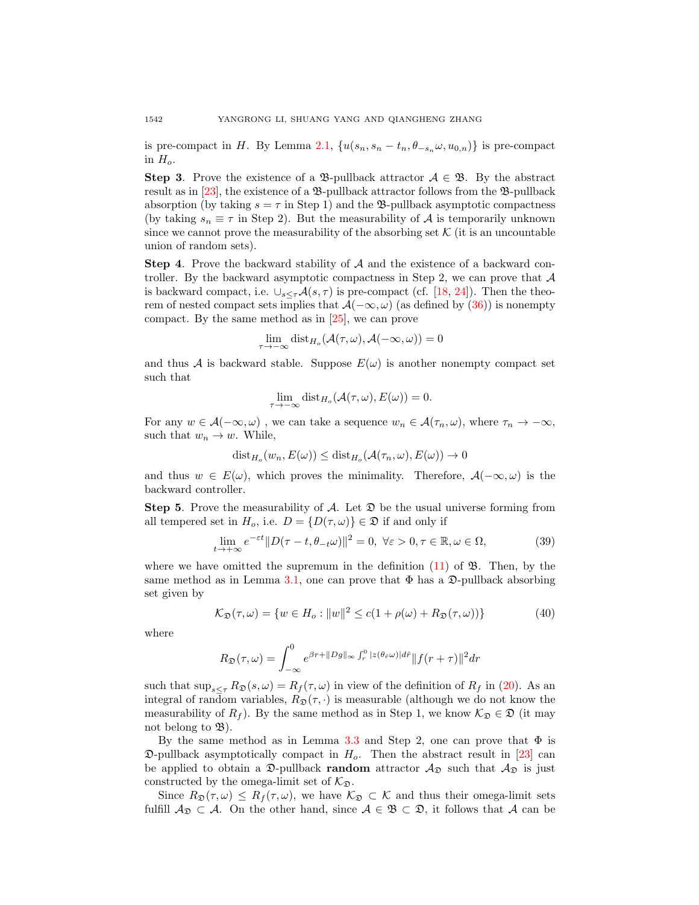is pre-compact in $H$. By Lemma 2.1, $\{u(s_n, s_n - t_n, \theta_{-s_n}\omega, u_{0,n})\}$ is pre-compact in $H_o$.

**Step 3**. Prove the existence of a $\mathfrak{B}$-pullback attractor $\mathcal{A} \in \mathfrak{B}$. By the abstract result as in [23], the existence of a $\mathfrak{B}$-pullback attractor follows from the $\mathfrak{B}$-pullback absorption (by taking $s = \tau$ in Step 1) and the $\mathfrak{B}$-pullback asymptotic compactness (by taking $s_n \equiv \tau$ in Step 2). But the measurability of $\mathcal{A}$ is temporarily unknown since we cannot prove the measurability of the absorbing set $\mathcal{K}$ (it is an uncountable union of random sets).

**Step 4**. Prove the backward stability of $\mathcal{A}$ and the existence of a backward controller. By the backward asymptotic compactness in Step 2, we can prove that $\mathcal{A}$ is backward compact, i.e. $\cup_{s\leq\tau}\mathcal{A}(s,\tau)$ is pre-compact (cf. [18, 24]). Then the theorem of nested compact sets implies that $\mathcal{A}(-\infty,\omega)$ (as defined by (36)) is nonempty compact. By the same method as in [25], we can prove

$$\lim_{\tau\to-\infty} \operatorname{dist}_{H_o}(\mathcal{A}(\tau,\omega), \mathcal{A}(-\infty,\omega)) = 0$$

and thus $\mathcal{A}$ is backward stable. Suppose $E(\omega)$ is another nonempty compact set such that

$$\lim_{\tau\to-\infty} \operatorname{dist}_{H_o}(\mathcal{A}(\tau,\omega), E(\omega)) = 0.$$

For any $w \in \mathcal{A}(-\infty,\omega)$ , we can take a sequence $w_n \in \mathcal{A}(\tau_n,\omega)$, where $\tau_n \to -\infty$, such that $w_n \to w$. While,

$$\operatorname{dist}_{H_o}(w_n, E(\omega)) \leq \operatorname{dist}_{H_o}(\mathcal{A}(\tau_n,\omega), E(\omega)) \to 0$$

and thus $w \in E(\omega)$, which proves the minimality. Therefore, $\mathcal{A}(-\infty,\omega)$ is the backward controller.

**Step 5**. Prove the measurability of $\mathcal{A}$. Let $\mathfrak{D}$ be the usual universe forming from all tempered set in $H_o$, i.e. $D = \{D(\tau,\omega)\} \in \mathfrak{D}$ if and only if

$$\lim_{t\to+\infty} e^{-\varepsilon t}\|D(\tau - t, \theta_{-t}\omega)\|^2 = 0,\ \forall \varepsilon > 0, \tau \in \mathbb{R}, \omega \in \Omega, \tag{39}$$

where we have omitted the supremum in the definition (11) of $\mathfrak{B}$. Then, by the same method as in Lemma 3.1, one can prove that $\Phi$ has a $\mathfrak{D}$-pullback absorbing set given by

$$\mathcal{K}_{\mathfrak{D}}(\tau,\omega) = \{w \in H_o : \|w\|^2 \leq c(1 + \rho(\omega) + R_{\mathfrak{D}}(\tau,\omega))\} \tag{40}$$

where

$$R_{\mathfrak{D}}(\tau,\omega) = \int_{-\infty}^{0} e^{\beta r + \|Dg\|_\infty \int_r^0 |z(\theta_{\hat{r}}\omega)| d\hat{r}} \|f(r+\tau)\|^2 dr$$

such that $\sup_{s\leq\tau} R_{\mathfrak{D}}(s,\omega) = R_f(\tau,\omega)$ in view of the definition of $R_f$ in (20). As an integral of random variables, $R_{\mathfrak{D}}(\tau,\cdot)$ is measurable (although we do not know the measurability of $R_f$). By the same method as in Step 1, we know $\mathcal{K}_{\mathfrak{D}} \in \mathfrak{D}$ (it may not belong to $\mathfrak{B}$).

By the same method as in Lemma 3.3 and Step 2, one can prove that $\Phi$ is $\mathfrak{D}$-pullback asymptotically compact in $H_o$. Then the abstract result in [23] can be applied to obtain a $\mathfrak{D}$-pullback **random** attractor $\mathcal{A}_{\mathfrak{D}}$ such that $\mathcal{A}_{\mathfrak{D}}$ is just constructed by the omega-limit set of $\mathcal{K}_{\mathfrak{D}}$.

Since $R_{\mathfrak{D}}(\tau,\omega) \leq R_f(\tau,\omega)$, we have $\mathcal{K}_{\mathfrak{D}} \subset \mathcal{K}$ and thus their omega-limit sets fulfill $\mathcal{A}_{\mathfrak{D}} \subset \mathcal{A}$. On the other hand, since $\mathcal{A} \in \mathfrak{B} \subset \mathfrak{D}$, it follows that $\mathcal{A}$ can be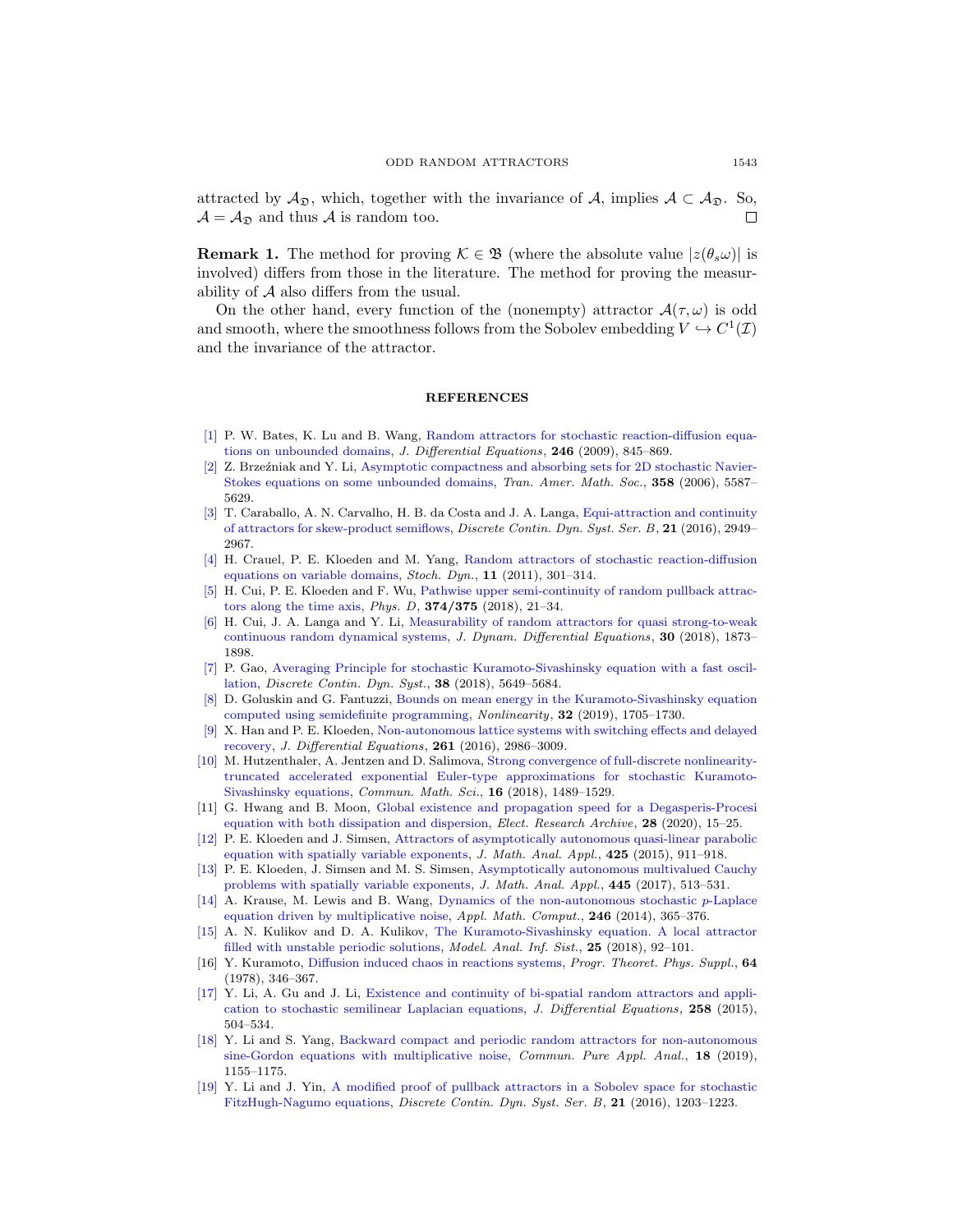attracted by $\mathcal{A}_{\mathfrak{D}}$, which, together with the invariance of $\mathcal{A}$, implies $\mathcal{A} \subset \mathcal{A}_{\mathfrak{D}}$. So, $\mathcal{A} = \mathcal{A}_{\mathfrak{D}}$ and thus $\mathcal{A}$ is random too. $\square$

**Remark 1.** The method for proving $\mathcal{K} \in \mathfrak{B}$ (where the absolute value $|z(\theta_s\omega)|$ is involved) differs from those in the literature. The method for proving the measurability of $\mathcal{A}$ also differs from the usual.

On the other hand, every function of the (nonempty) attractor $\mathcal{A}(\tau, \omega)$ is odd and smooth, where the smoothness follows from the Sobolev embedding $V \hookrightarrow C^1(\mathcal{I})$ and the invariance of the attractor.

## REFERENCES

[1] P. W. Bates, K. Lu and B. Wang, Random attractors for stochastic reaction-diffusion equations on unbounded domains, *J. Differential Equations*, **246** (2009), 845–869.

[2] Z. Brzeźniak and Y. Li, Asymptotic compactness and absorbing sets for 2D stochastic Navier-Stokes equations on some unbounded domains, *Tran. Amer. Math. Soc.*, **358** (2006), 5587–5629.

[3] T. Caraballo, A. N. Carvalho, H. B. da Costa and J. A. Langa, Equi-attraction and continuity of attractors for skew-product semiflows, *Discrete Contin. Dyn. Syst. Ser. B*, **21** (2016), 2949–2967.

[4] H. Crauel, P. E. Kloeden and M. Yang, Random attractors of stochastic reaction-diffusion equations on variable domains, *Stoch. Dyn.*, **11** (2011), 301–314.

[5] H. Cui, P. E. Kloeden and F. Wu, Pathwise upper semi-continuity of random pullback attractors along the time axis, *Phys. D*, **374/375** (2018), 21–34.

[6] H. Cui, J. A. Langa and Y. Li, Measurability of random attractors for quasi strong-to-weak continuous random dynamical systems, *J. Dynam. Differential Equations*, **30** (2018), 1873–1898.

[7] P. Gao, Averaging Principle for stochastic Kuramoto-Sivashinsky equation with a fast oscillation, *Discrete Contin. Dyn. Syst.*, **38** (2018), 5649–5684.

[8] D. Goluskin and G. Fantuzzi, Bounds on mean energy in the Kuramoto-Sivashinsky equation computed using semidefinite programming, *Nonlinearity*, **32** (2019), 1705–1730.

[9] X. Han and P. E. Kloeden, Non-autonomous lattice systems with switching effects and delayed recovery, *J. Differential Equations*, **261** (2016), 2986–3009.

[10] M. Hutzenthaler, A. Jentzen and D. Salimova, Strong convergence of full-discrete nonlinearity-truncated accelerated exponential Euler-type approximations for stochastic Kuramoto-Sivashinsky equations, *Commun. Math. Sci.*, **16** (2018), 1489–1529.

[11] G. Hwang and B. Moon, Global existence and propagation speed for a Degasperis-Procesi equation with both dissipation and dispersion, *Elect. Research Archive*, **28** (2020), 15–25.

[12] P. E. Kloeden and J. Simsen, Attractors of asymptotically autonomous quasi-linear parabolic equation with spatially variable exponents, *J. Math. Anal. Appl.*, **425** (2015), 911–918.

[13] P. E. Kloeden, J. Simsen and M. S. Simsen, Asymptotically autonomous multivalued Cauchy problems with spatially variable exponents, *J. Math. Anal. Appl.*, **445** (2017), 513–531.

[14] A. Krause, M. Lewis and B. Wang, Dynamics of the non-autonomous stochastic $p$-Laplace equation driven by multiplicative noise, *Appl. Math. Comput.*, **246** (2014), 365–376.

[15] A. N. Kulikov and D. A. Kulikov, The Kuramoto-Sivashinsky equation. A local attractor filled with unstable periodic solutions, *Model. Anal. Inf. Sist.*, **25** (2018), 92–101.

[16] Y. Kuramoto, Diffusion induced chaos in reactions systems, *Progr. Theoret. Phys. Suppl.*, **64** (1978), 346–367.

[17] Y. Li, A. Gu and J. Li, Existence and continuity of bi-spatial random attractors and application to stochastic semilinear Laplacian equations, *J. Differential Equations*, **258** (2015), 504–534.

[18] Y. Li and S. Yang, Backward compact and periodic random attractors for non-autonomous sine-Gordon equations with multiplicative noise, *Commun. Pure Appl. Anal.*, **18** (2019), 1155–1175.

[19] Y. Li and J. Yin, A modified proof of pullback attractors in a Sobolev space for stochastic FitzHugh-Nagumo equations, *Discrete Contin. Dyn. Syst. Ser. B*, **21** (2016), 1203–1223.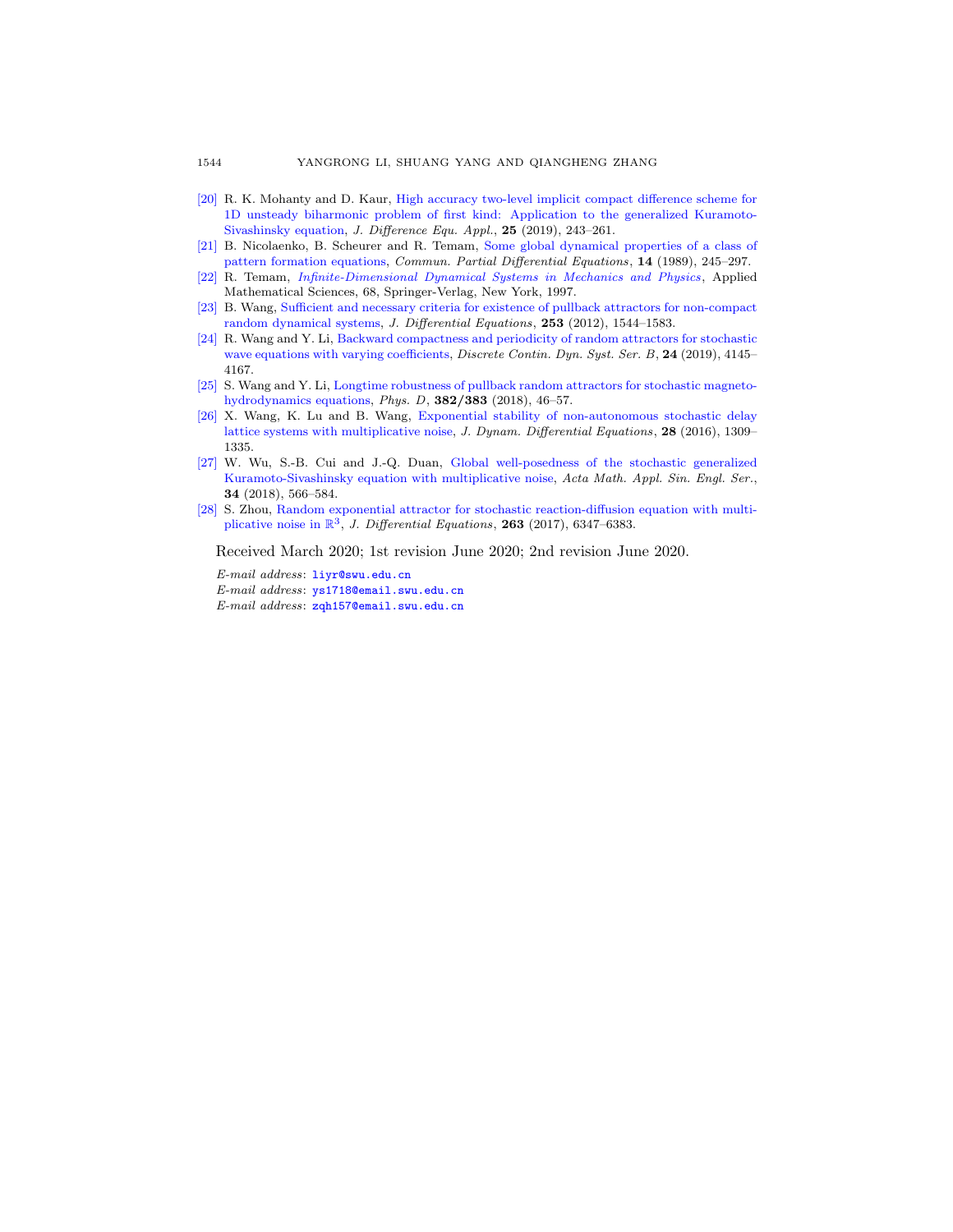[20] R. K. Mohanty and D. Kaur, High accuracy two-level implicit compact difference scheme for 1D unsteady biharmonic problem of first kind: Application to the generalized Kuramoto-Sivashinsky equation, *J. Difference Equ. Appl.*, **25** (2019), 243–261.

[21] B. Nicolaenko, B. Scheurer and R. Temam, Some global dynamical properties of a class of pattern formation equations, *Commun. Partial Differential Equations*, **14** (1989), 245–297.

[22] R. Temam, *Infinite-Dimensional Dynamical Systems in Mechanics and Physics*, Applied Mathematical Sciences, 68, Springer-Verlag, New York, 1997.

[23] B. Wang, Sufficient and necessary criteria for existence of pullback attractors for non-compact random dynamical systems, *J. Differential Equations*, **253** (2012), 1544–1583.

[24] R. Wang and Y. Li, Backward compactness and periodicity of random attractors for stochastic wave equations with varying coefficients, *Discrete Contin. Dyn. Syst. Ser. B*, **24** (2019), 4145–4167.

[25] S. Wang and Y. Li, Longtime robustness of pullback random attractors for stochastic magneto-hydrodynamics equations, *Phys. D*, **382/383** (2018), 46–57.

[26] X. Wang, K. Lu and B. Wang, Exponential stability of non-autonomous stochastic delay lattice systems with multiplicative noise, *J. Dynam. Differential Equations*, **28** (2016), 1309–1335.

[27] W. Wu, S.-B. Cui and J.-Q. Duan, Global well-posedness of the stochastic generalized Kuramoto-Sivashinsky equation with multiplicative noise, *Acta Math. Appl. Sin. Engl. Ser.*, **34** (2018), 566–584.

[28] S. Zhou, Random exponential attractor for stochastic reaction-diffusion equation with multiplicative noise in $\mathbb{R}^3$, *J. Differential Equations*, **263** (2017), 6347–6383.

Received March 2020; 1st revision June 2020; 2nd revision June 2020.

*E-mail address*: liyr@swu.edu.cn
*E-mail address*: ys1718@email.swu.edu.cn
*E-mail address*: zqh157@email.swu.edu.cn